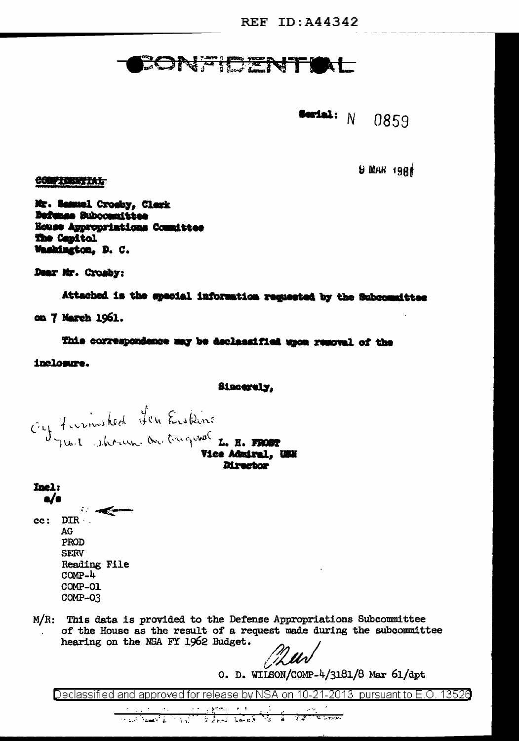REF ID:A44342

# CONFIDENTIAL

Serial: N 0859

9 MAR 1961

~~CONFIDENTIAL~~

Mr. Samuel Crosby, Clerk
Defense Subcommittee
House Appropriations Committee
The Capitol
Washington, D. C.

Dear Mr. Crosby:

Attached is the special information requested by the Subcommittee on 7 March 1961.

This correspondence may be declassified upon removal of the inclosure.

Sincerely,

Cy furnished Gen Erskine
Not shown on original

L. H. FROST
Vice Admiral, USN
Director

Incl:
a/s

cc: DIR
AG
PROD
SERV
Reading File
COMP-4
COMP-01
COMP-03

M/R: This data is provided to the Defense Appropriations Subcommittee of the House as the result of a request made during the subcommittee hearing on the NSA FY 1962 Budget.

O. D. WILSON/COMP-4/3181/8 Mar 61/dpt

Declassified and approved for release by NSA on 10-21-2013 pursuant to E.O. 13526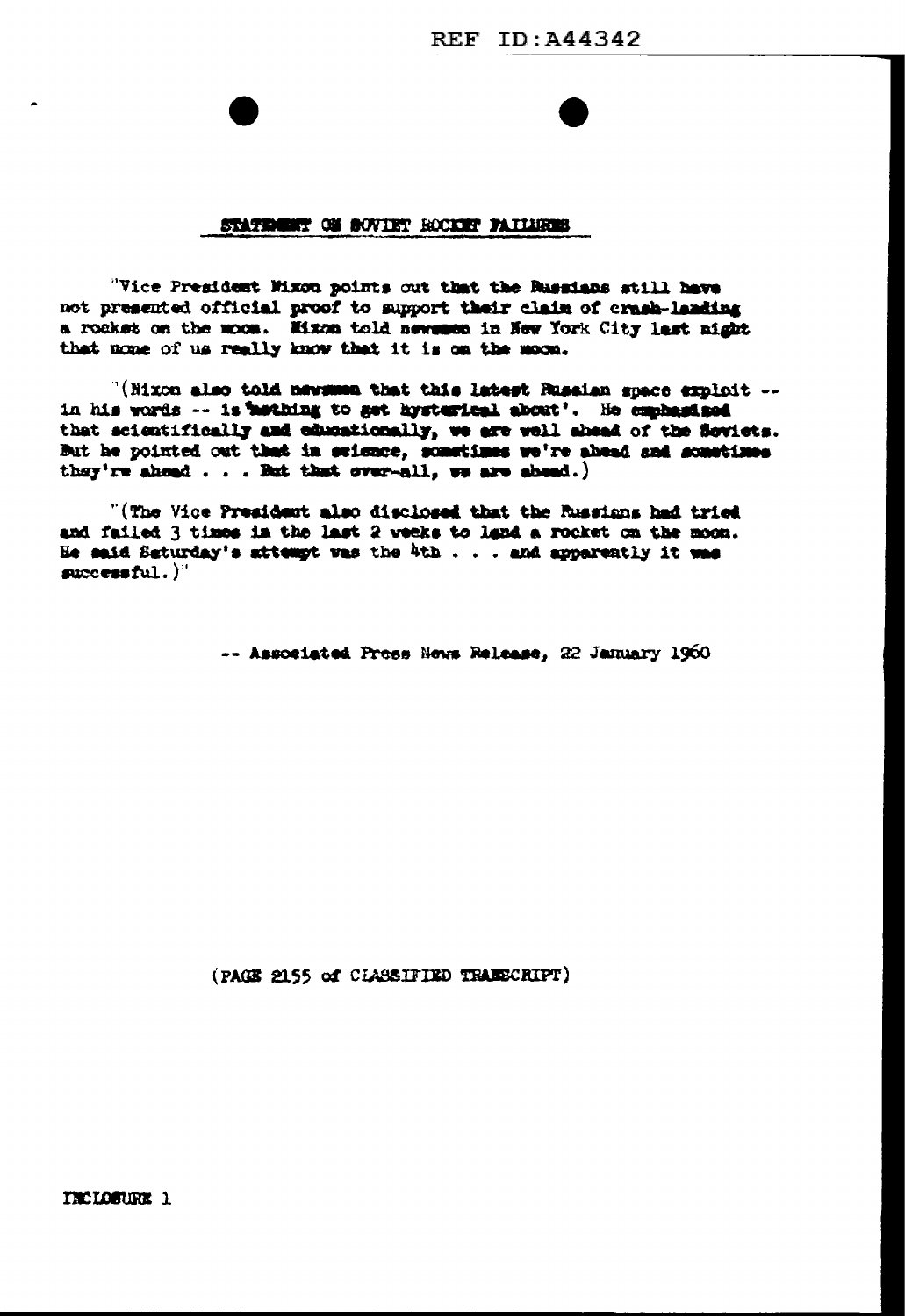REF ID:A44342

## STATEMENT ON SOVIET ROCKET FAILURES

"Vice President Nixon points out that the Russians still have not presented official proof to support their claim of crash-landing a rocket on the moon. Nixon told newsmen in New York City last night that none of us really know that it is on the moon.

"(Nixon also told newsmen that this latest Russian space exploit -- in his words -- is 'nothing to get hysterical about'. He emphasized that scientifically and educationally, we are well ahead of the Soviets. But he pointed out that in science, sometimes we're ahead and sometimes they're ahead . . . But that over-all, we are ahead.)

"(The Vice President also disclosed that the Russians had tried and failed 3 times in the last 2 weeks to land a rocket on the moon. He said Saturday's attempt was the 4th . . . and apparently it was successful.)"

-- Associated Press News Release, 22 January 1960

(PAGE 2155 of CLASSIFIED TRANSCRIPT)

INCLOSURE 1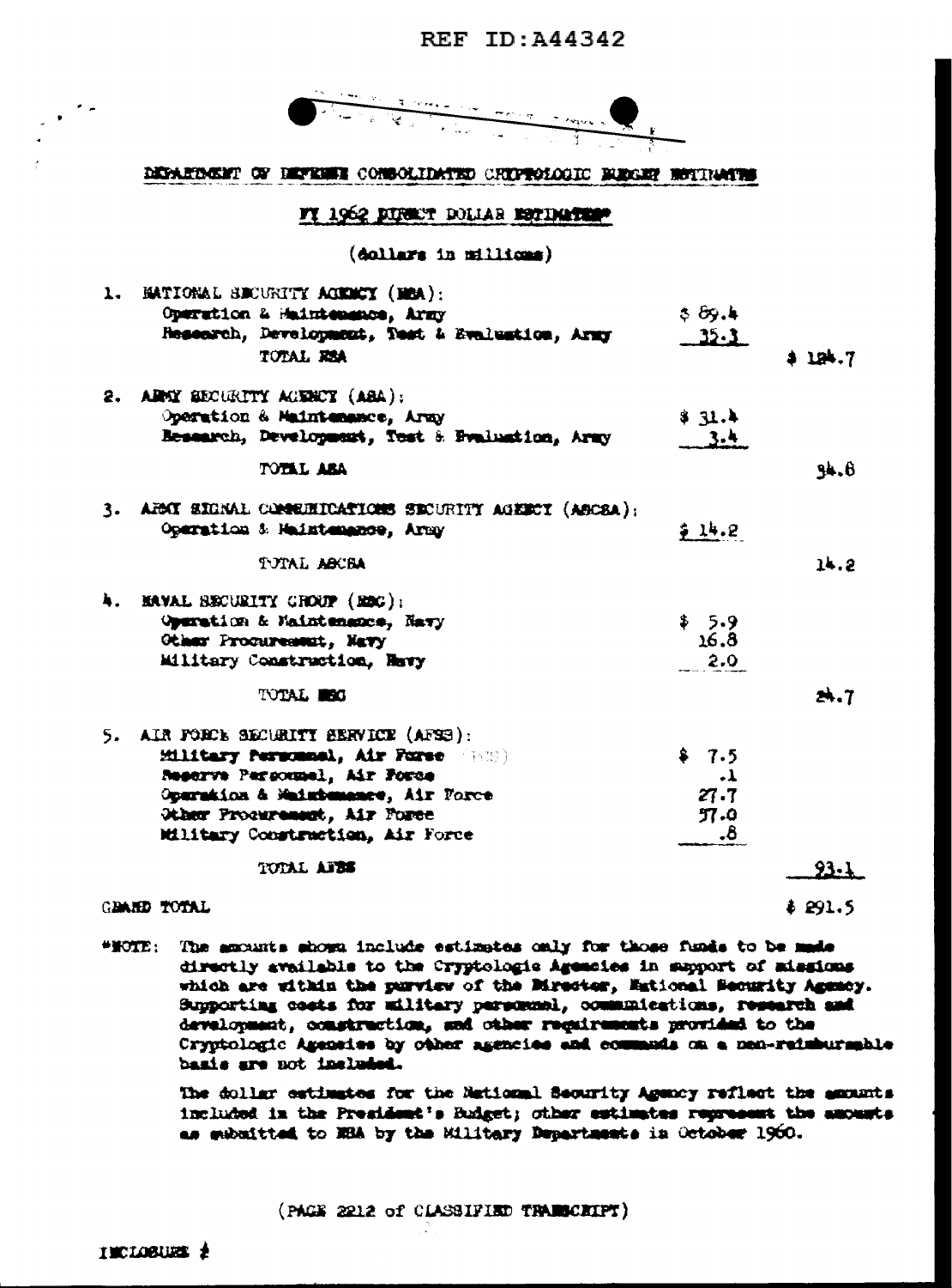REF ID:A44342

DEPARTMENT OF DEFENSE CONSOLIDATED CRYPTOLOGIC BUDGET ESTIMATES

FY 1962 DIRECT DOLLAR ESTIMATES*

(dollars in millions)

| | | |
|---|---|---|
| 1. NATIONAL SECURITY AGENCY (NSA): | | |
| Operation & Maintenance, Army | $ 89.4 | |
| Research, Development, Test & Evaluation, Army | 35.3 | |
| TOTAL NSA | | $ 124.7 |
| 2. ARMY SECURITY AGENCY (ASA): | | |
| Operation & Maintenance, Army | $ 31.4 | |
| Research, Development, Test & Evaluation, Army | 3.4 | |
| TOTAL ASA | | 34.8 |
| 3. ARMY SIGNAL COMMUNICATIONS SECURITY AGENCY (ASCSA): | | |
| Operation & Maintenance, Army | $ 14.2 | |
| TOTAL ASCSA | | 14.2 |
| 4. NAVAL SECURITY GROUP (NSG): | | |
| Operation & Maintenance, Navy | $ 5.9 | |
| Other Procurement, Navy | 16.8 | |
| Military Construction, Navy | 2.0 | |
| TOTAL NSG | | 24.7 |
| 5. AIR FORCE SECURITY SERVICE (AFSS): | | |
| Military Personnel, Air Force (AFSS) | $ 7.5 | |
| Reserve Personnel, Air Force | .1 | |
| Operation & Maintenance, Air Force | 27.7 | |
| Other Procurement, Air Force | 57.0 | |
| Military Construction, Air Force | .8 | |
| TOTAL AFSS | | 93.1 |
| GRAND TOTAL | | $ 291.5 |

*NOTE: The amounts shown include estimates only for those funds to be made directly available to the Cryptologic Agencies in support of missions which are within the purview of the Director, National Security Agency. Supporting costs for military personnel, communications, research and development, construction, and other requirements provided to the Cryptologic Agencies by other agencies and commands on a non-reimbursable basis are not included.

The dollar estimates for the National Security Agency reflect the amounts included in the President's Budget; other estimates represent the amounts as submitted to NSA by the Military Departments in October 1960.

(PAGE 2212 of CLASSIFIED TRANSCRIPT)

INCLOSURE 2